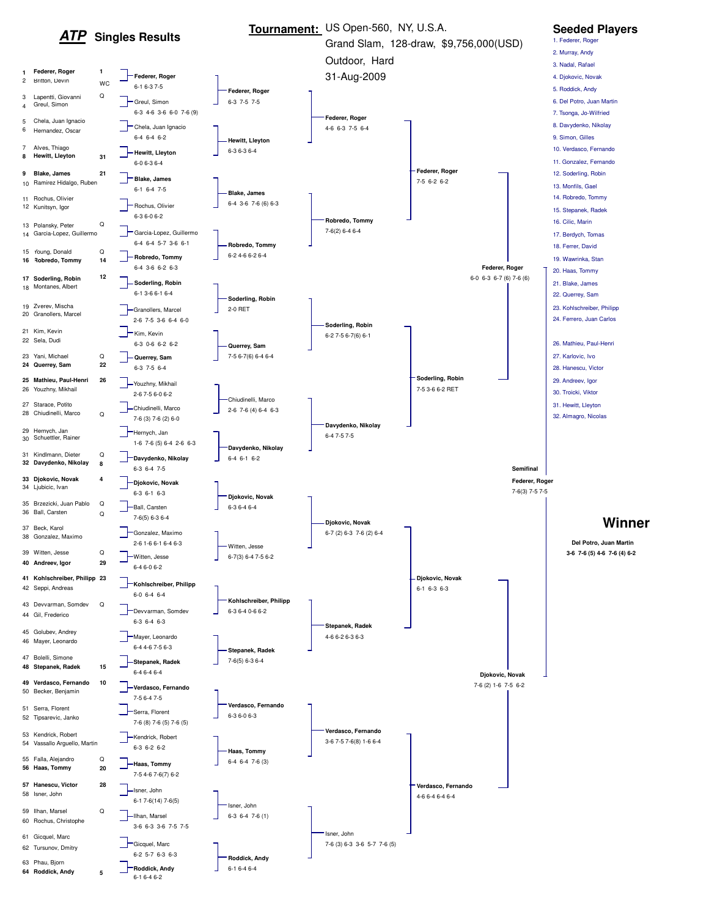# *ATP* Singles Results

**Tournament:** US Open-560, NY, U.S.A.
Grand Slam, 128-draw, $9,756,000(USD)
Outdoor, Hard
31-Aug-2009

## Seeded Players

1. Federer, Roger
2. Murray, Andy
3. Nadal, Rafael
4. Djokovic, Novak
5. Roddick, Andy
6. Del Potro, Juan Martin
7. Tsonga, Jo-Wilfried
8. Davydenko, Nikolay
9. Simon, Gilles
10. Verdasco, Fernando
11. Gonzalez, Fernando
12. Soderling, Robin
13. Monfils, Gael
14. Robredo, Tommy
15. Stepanek, Radek
16. Cilic, Marin
17. Berdych, Tomas
18. Ferrer, David
19. Wawrinka, Stan
20. Haas, Tommy
21. Blake, James
22. Querrey, Sam
23. Kohlschreiber, Philipp
24. Ferrero, Juan Carlos
26. Mathieu, Paul-Henri
27. Karlovic, Ivo
28. Hanescu, Victor
29. Andreev, Igor
30. Troicki, Viktor
31. Hewitt, Lleyton
32. Almagro, Nicolas

## First Round Draw

| # | Player | Seed/Entry |
|---|---|---|
| 1 | **Federer, Roger** | 1 |
| 2 | Britton, Devin | WC |
| 3 | Lapentti, Giovanni | Q |
| 4 | Greul, Simon | |
| 5 | Chela, Juan Ignacio | |
| 6 | Hernandez, Oscar | |
| 7 | Alves, Thiago | |
| 8 | **Hewitt, Lleyton** | 31 |
| 9 | **Blake, James** | 21 |
| 10 | Ramirez Hidalgo, Ruben | |
| 11 | Rochus, Olivier | |
| 12 | Kunitsyn, Igor | |
| 13 | Polansky, Peter | Q |
| 14 | Garcia-Lopez, Guillermo | |
| 15 | Young, Donald | Q |
| 16 | **Robredo, Tommy** | 14 |
| 17 | **Soderling, Robin** | 12 |
| 18 | Montanes, Albert | |
| 19 | Zverev, Mischa | |
| 20 | Granollers, Marcel | |
| 21 | Kim, Kevin | |
| 22 | Sela, Dudi | |
| 23 | Yani, Michael | Q |
| 24 | **Querrey, Sam** | 22 |
| 25 | **Mathieu, Paul-Henri** | 26 |
| 26 | Youzhny, Mikhail | |
| 27 | Starace, Potito | |
| 28 | Chiudinelli, Marco | Q |
| 29 | Hernych, Jan | |
| 30 | Schuettler, Rainer | |
| 31 | Kindlmann, Dieter | Q |
| 32 | **Davydenko, Nikolay** | 8 |
| 33 | **Djokovic, Novak** | 4 |
| 34 | Ljubicic, Ivan | |
| 35 | Brzezicki, Juan Pablo | Q |
| 36 | Ball, Carsten | Q |
| 37 | Beck, Karol | |
| 38 | Gonzalez, Maximo | |
| 39 | Witten, Jesse | Q |
| 40 | **Andreev, Igor** | 29 |
| 41 | **Kohlschreiber, Philipp** | 23 |
| 42 | Seppi, Andreas | |
| 43 | Devvarman, Somdev | Q |
| 44 | Gil, Frederico | |
| 45 | Golubev, Andrey | |
| 46 | Mayer, Leonardo | |
| 47 | Bolelli, Simone | |
| 48 | **Stepanek, Radek** | 15 |
| 49 | **Verdasco, Fernando** | 10 |
| 50 | Becker, Benjamin | |
| 51 | Serra, Florent | |
| 52 | Tipsarevic, Janko | |
| 53 | Kendrick, Robert | |
| 54 | Vassallo Arguello, Martin | |
| 55 | Falla, Alejandro | Q |
| 56 | **Haas, Tommy** | 20 |
| 57 | **Hanescu, Victor** | 28 |
| 58 | Isner, John | |
| 59 | Ilhan, Marsel | Q |
| 60 | Rochus, Christophe | |
| 61 | Gicquel, Marc | |
| 62 | Tursunov, Dmitry | |
| 63 | Phau, Bjorn | |
| 64 | **Roddick, Andy** | 5 |

## Second Round

| Winner | Score |
|---|---|
| Federer, Roger | 6-1 6-3 7-5 |
| Greul, Simon | 6-3 4-6 3-6 6-0 7-6 (9) |
| Chela, Juan Ignacio | 6-4 6-4 6-2 |
| Hewitt, Lleyton | 6-0 6-3 6-4 |
| Blake, James | 6-1 6-4 7-5 |
| Rochus, Olivier | 6-3 6-0 6-2 |
| Garcia-Lopez, Guillermo | 6-4 6-4 5-7 3-6 6-1 |
| Robredo, Tommy | 6-4 3-6 6-2 6-3 |
| Soderling, Robin | 6-1 3-6 6-1 6-4 |
| Granollers, Marcel | 2-6 7-5 3-6 6-4 6-0 |
| Kim, Kevin | 6-3 0-6 6-2 6-2 |
| Querrey, Sam | 6-3 7-5 6-4 |
| Youzhny, Mikhail | 2-6 7-5 6-0 6-2 |
| Chiudinelli, Marco | 7-6 (3) 7-6 (2) 6-0 |
| Hernych, Jan | 1-6 7-6 (5) 6-4 2-6 6-3 |
| Davydenko, Nikolay | 6-3 6-4 7-5 |
| Djokovic, Novak | 6-3 6-1 6-3 |
| Ball, Carsten | 7-6(5) 6-3 6-4 |
| Gonzalez, Maximo | 2-6 1-6 6-1 6-4 6-3 |
| Witten, Jesse | 6-4 6-0 6-2 |
| Kohlschreiber, Philipp | 6-0 6-4 6-4 |
| Devvarman, Somdev | 6-3 6-4 6-3 |
| Mayer, Leonardo | 6-4 4-6 7-5 6-3 |
| Stepanek, Radek | 6-4 6-4 6-4 |
| Verdasco, Fernando | 7-5 6-4 7-5 |
| Serra, Florent | 7-6 (8) 7-6 (5) 7-6 (5) |
| Kendrick, Robert | 6-3 6-2 6-2 |
| Haas, Tommy | 7-5 4-6 7-6(7) 6-2 |
| Isner, John | 6-1 7-6(14) 7-6(5) |
| Ilhan, Marsel | 3-6 6-3 3-6 7-5 7-5 |
| Gicquel, Marc | 6-2 5-7 6-3 6-3 |
| Roddick, Andy | 6-1 6-4 6-2 |

## Third Round

| Winner | Score |
|---|---|
| Federer, Roger | 6-3 7-5 7-5 |
| Hewitt, Lleyton | 6-3 6-3 6-4 |
| Blake, James | 6-4 3-6 7-6 (6) 6-3 |
| Robredo, Tommy | 6-2 4-6 6-2 6-4 |
| Soderling, Robin | 2-0 RET |
| Querrey, Sam | 7-5 6-7(6) 6-4 6-4 |
| Chiudinelli, Marco | 2-6 7-6 (4) 6-4 6-3 |
| Davydenko, Nikolay | 6-4 6-1 6-2 |
| Djokovic, Novak | 6-3 6-4 6-4 |
| Witten, Jesse | 6-7(3) 6-4 7-5 6-2 |
| Kohlschreiber, Philipp | 6-3 6-4 0-6 6-2 |
| Stepanek, Radek | 7-6(5) 6-3 6-4 |
| Verdasco, Fernando | 6-3 6-0 6-3 |
| Haas, Tommy | 6-4 6-4 7-6 (3) |
| Isner, John | 6-3 6-4 7-6 (1) |
| Roddick, Andy | 6-1 6-4 6-4 |

## Fourth Round

| Winner | Score |
|---|---|
| Federer, Roger | 4-6 6-3 7-5 6-4 |
| Robredo, Tommy | 7-6(2) 6-4 6-4 |
| Soderling, Robin | 6-2 7-5 6-7(6) 6-1 |
| Davydenko, Nikolay | 6-4 7-5 7-5 |
| Djokovic, Novak | 6-7 (2) 6-3 7-6 (2) 6-4 |
| Stepanek, Radek | 4-6 6-2 6-3 6-3 |
| Verdasco, Fernando | 3-6 7-5 7-6(8) 1-6 6-4 |
| Isner, John | 7-6 (3) 6-3 3-6 5-7 7-6 (5) |

## Quarterfinals

| Winner | Score |
|---|---|
| Federer, Roger | 7-5 6-2 6-2 |
| Soderling, Robin | 7-5 3-6 6-2 RET |
| Djokovic, Novak | 6-1 6-3 6-3 |
| Verdasco, Fernando | 4-6 6-4 6-4 6-4 |

## Semifinals

| Winner | Score |
|---|---|
| Federer, Roger | 6-0 6-3 6-7 (6) 7-6 (6) |
| Djokovic, Novak | 7-6 (2) 1-6 7-5 6-2 |

## Semifinal

Federer, Roger
7-6(3) 7-5 7-5

## Winner

**Del Potro, Juan Martin**
**3-6 7-6 (5) 4-6 7-6 (4) 6-2**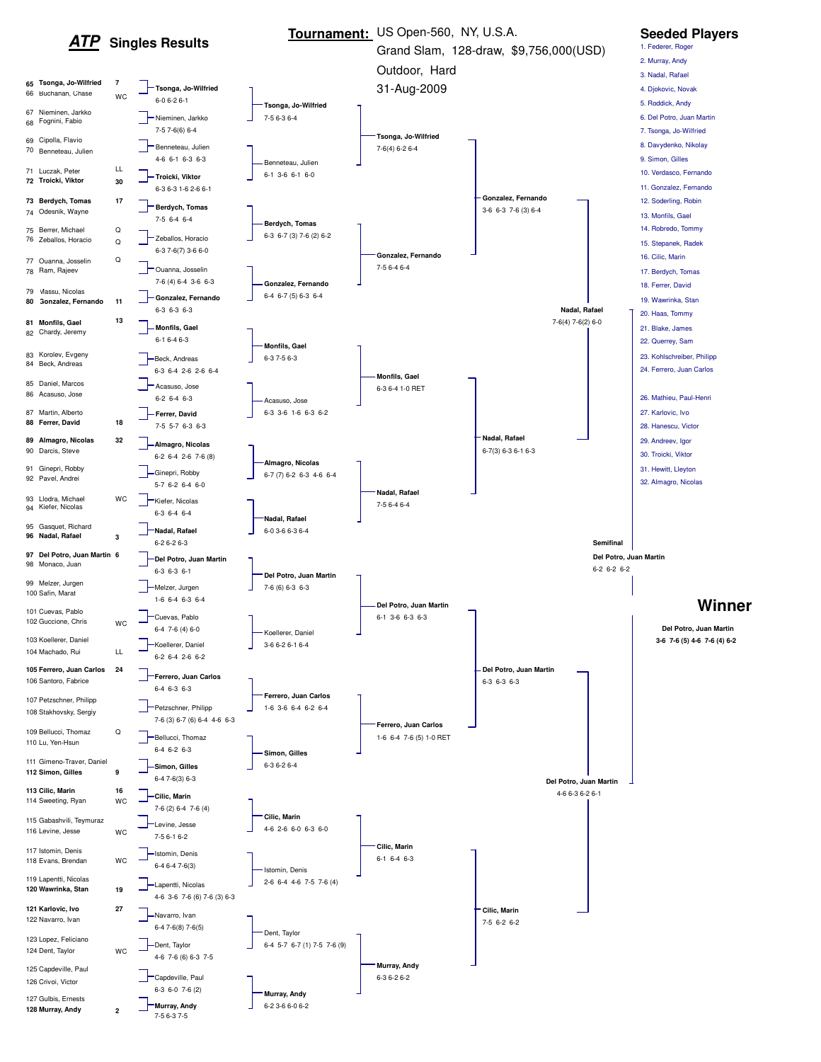# ATP Singles Results

**Tournament:** US Open-560, NY, U.S.A.
Grand Slam, 128-draw, $9,756,000(USD)
Outdoor, Hard
31-Aug-2009

## First Round

| # | Player | Seed/Entry |
|---|---|---|
| 65 | **Tsonga, Jo-Wilfried** | 7 |
| 66 | Buchanan, Chase | WC |
| 67 | Nieminen, Jarkko | |
| 68 | Fognini, Fabio | |
| 69 | Cipolla, Flavio | |
| 70 | Benneteau, Julien | |
| 71 | Luczak, Peter | LL |
| 72 | **Troicki, Viktor** | 30 |
| 73 | **Berdych, Tomas** | 17 |
| 74 | Odesnik, Wayne | |
| 75 | Berrer, Michael | Q |
| 76 | Zeballos, Horacio | Q |
| 77 | Ouanna, Josselin | Q |
| 78 | Ram, Rajeev | |
| 79 | Massu, Nicolas | |
| 80 | **Gonzalez, Fernando** | 11 |
| 81 | **Monfils, Gael** | 13 |
| 82 | Chardy, Jeremy | |
| 83 | Korolev, Evgeny | |
| 84 | Beck, Andreas | |
| 85 | Daniel, Marcos | |
| 86 | Acasuso, Jose | |
| 87 | Martin, Alberto | |
| 88 | **Ferrer, David** | 18 |
| 89 | **Almagro, Nicolas** | 32 |
| 90 | Darcis, Steve | |
| 91 | Ginepri, Robby | |
| 92 | Pavel, Andrei | |
| 93 | Llodra, Michael | WC |
| 94 | Kiefer, Nicolas | |
| 95 | Gasquet, Richard | |
| 96 | **Nadal, Rafael** | 3 |
| 97 | **Del Potro, Juan Martin** | 6 |
| 98 | Monaco, Juan | |
| 99 | Melzer, Jurgen | |
| 100 | Safin, Marat | |
| 101 | Cuevas, Pablo | |
| 102 | Guccione, Chris | WC |
| 103 | Koellerer, Daniel | |
| 104 | Machado, Rui | LL |
| 105 | **Ferrero, Juan Carlos** | 24 |
| 106 | Santoro, Fabrice | |
| 107 | Petzschner, Philipp | |
| 108 | Stakhovsky, Sergiy | |
| 109 | Bellucci, Thomaz | Q |
| 110 | Lu, Yen-Hsun | |
| 111 | Gimeno-Traver, Daniel | |
| 112 | **Simon, Gilles** | 9 |
| 113 | **Cilic, Marin** | 16 |
| 114 | Sweeting, Ryan | WC |
| 115 | Gabashvili, Teymuraz | |
| 116 | Levine, Jesse | WC |
| 117 | Istomin, Denis | |
| 118 | Evans, Brendan | WC |
| 119 | Lapentti, Nicolas | |
| 120 | **Wawrinka, Stan** | 19 |
| 121 | **Karlovic, Ivo** | 27 |
| 122 | Navarro, Ivan | |
| 123 | Lopez, Feliciano | |
| 124 | Dent, Taylor | WC |
| 125 | Capdeville, Paul | |
| 126 | Crivoi, Victor | |
| 127 | Gulbis, Ernests | |
| 128 | **Murray, Andy** | 2 |

## Second Round

| Winner | Score |
|---|---|
| **Tsonga, Jo-Wilfried** | 6-0 6-2 6-1 |
| Nieminen, Jarkko | 7-5 7-6(6) 6-4 |
| Benneteau, Julien | 4-6 6-1 6-3 6-3 |
| **Troicki, Viktor** | 6-3 6-3 1-6 2-6 6-1 |
| **Berdych, Tomas** | 7-5 6-4 6-4 |
| Zeballos, Horacio | 6-3 7-6(7) 3-6 6-0 |
| Ouanna, Josselin | 7-6 (4) 6-4 3-6 6-3 |
| **Gonzalez, Fernando** | 6-3 6-3 6-3 |
| **Monfils, Gael** | 6-1 6-4 6-3 |
| Beck, Andreas | 6-3 6-4 2-6 2-6 6-4 |
| Acasuso, Jose | 6-2 6-4 6-3 |
| **Ferrer, David** | 7-5 5-7 6-3 6-3 |
| **Almagro, Nicolas** | 6-2 6-4 2-6 7-6 (8) |
| Ginepri, Robby | 5-7 6-2 6-4 6-0 |
| Kiefer, Nicolas | 6-3 6-4 6-4 |
| **Nadal, Rafael** | 6-2 6-2 6-3 |
| **Del Potro, Juan Martin** | 6-3 6-3 6-1 |
| Melzer, Jurgen | 1-6 6-4 6-3 6-4 |
| Cuevas, Pablo | 6-4 7-6 (4) 6-0 |
| Koellerer, Daniel | 6-2 6-4 2-6 6-2 |
| **Ferrero, Juan Carlos** | 6-4 6-3 6-3 |
| Petzschner, Philipp | 7-6 (3) 6-7 (6) 6-4 4-6 6-3 |
| Bellucci, Thomaz | 6-4 6-2 6-3 |
| **Simon, Gilles** | 6-4 7-6(3) 6-3 |
| **Cilic, Marin** | 7-6 (2) 6-4 7-6 (4) |
| Levine, Jesse | 7-5 6-1 6-2 |
| Istomin, Denis | 6-4 6-4 7-6(3) |
| Lapentti, Nicolas | 4-6 3-6 7-6 (6) 7-6 (3) 6-3 |
| Navarro, Ivan | 6-4 7-6(8) 7-6(5) |
| Dent, Taylor | 4-6 7-6 (6) 6-3 7-5 |
| Capdeville, Paul | 6-3 6-0 7-6 (2) |
| **Murray, Andy** | 7-5 6-3 7-5 |

## Third Round

| Winner | Score |
|---|---|
| **Tsonga, Jo-Wilfried** | 7-5 6-3 6-4 |
| Benneteau, Julien | 6-1 3-6 6-1 6-0 |
| **Berdych, Tomas** | 6-3 6-7 (3) 7-6 (2) 6-2 |
| **Gonzalez, Fernando** | 6-4 6-7 (5) 6-3 6-4 |
| **Monfils, Gael** | 6-3 7-5 6-3 |
| Acasuso, Jose | 6-3 3-6 1-6 6-3 6-2 |
| **Almagro, Nicolas** | 6-7 (7) 6-2 6-3 4-6 6-4 |
| **Nadal, Rafael** | 6-0 3-6 6-3 6-4 |
| **Del Potro, Juan Martin** | 7-6 (6) 6-3 6-3 |
| Koellerer, Daniel | 3-6 6-2 6-1 6-4 |
| **Ferrero, Juan Carlos** | 1-6 3-6 6-4 6-2 6-4 |
| **Simon, Gilles** | 6-3 6-2 6-4 |
| **Cilic, Marin** | 4-6 2-6 6-0 6-3 6-0 |
| Istomin, Denis | 2-6 6-4 4-6 7-5 7-6 (4) |
| Dent, Taylor | 6-4 5-7 6-7 (1) 7-5 7-6 (9) |
| **Murray, Andy** | 6-2 3-6 6-0 6-2 |

## Fourth Round

| Winner | Score |
|---|---|
| **Tsonga, Jo-Wilfried** | 7-6(4) 6-2 6-4 |
| **Gonzalez, Fernando** | 7-5 6-4 6-4 |
| **Monfils, Gael** | 6-3 6-4 1-0 RET |
| **Nadal, Rafael** | 7-5 6-4 6-4 |
| **Del Potro, Juan Martin** | 6-1 3-6 6-3 6-3 |
| **Ferrero, Juan Carlos** | 1-6 6-4 7-6 (5) 1-0 RET |
| **Cilic, Marin** | 6-1 6-4 6-3 |
| **Murray, Andy** | 6-3 6-2 6-2 |

## Quarterfinals

| Winner | Score |
|---|---|
| **Gonzalez, Fernando** | 3-6 6-3 7-6 (3) 6-4 |
| **Nadal, Rafael** | 6-7(3) 6-3 6-1 6-3 |
| **Del Potro, Juan Martin** | 6-3 6-3 6-3 |
| **Cilic, Marin** | 7-5 6-2 6-2 |

## Semifinals

| Winner | Score |
|---|---|
| **Nadal, Rafael** | 7-6(4) 7-6(2) 6-0 |
| **Del Potro, Juan Martin** | 4-6 6-3 6-2 6-1 |

## Semifinal

**Del Potro, Juan Martin**
6-2 6-2 6-2

## Winner

**Del Potro, Juan Martin**
**3-6 7-6 (5) 4-6 7-6 (4) 6-2**

## Seeded Players

1. Federer, Roger
2. Murray, Andy
3. Nadal, Rafael
4. Djokovic, Novak
5. Roddick, Andy
6. Del Potro, Juan Martin
7. Tsonga, Jo-Wilfried
8. Davydenko, Nikolay
9. Simon, Gilles
10. Verdasco, Fernando
11. Gonzalez, Fernando
12. Soderling, Robin
13. Monfils, Gael
14. Robredo, Tommy
15. Stepanek, Radek
16. Cilic, Marin
17. Berdych, Tomas
18. Ferrer, David
19. Wawrinka, Stan
20. Haas, Tommy
21. Blake, James
22. Querrey, Sam
23. Kohlschreiber, Philipp
24. Ferrero, Juan Carlos

26. Mathieu, Paul-Henri
27. Karlovic, Ivo
28. Hanescu, Victor
29. Andreev, Igor
30. Troicki, Viktor
31. Hewitt, Lleyton
32. Almagro, Nicolas